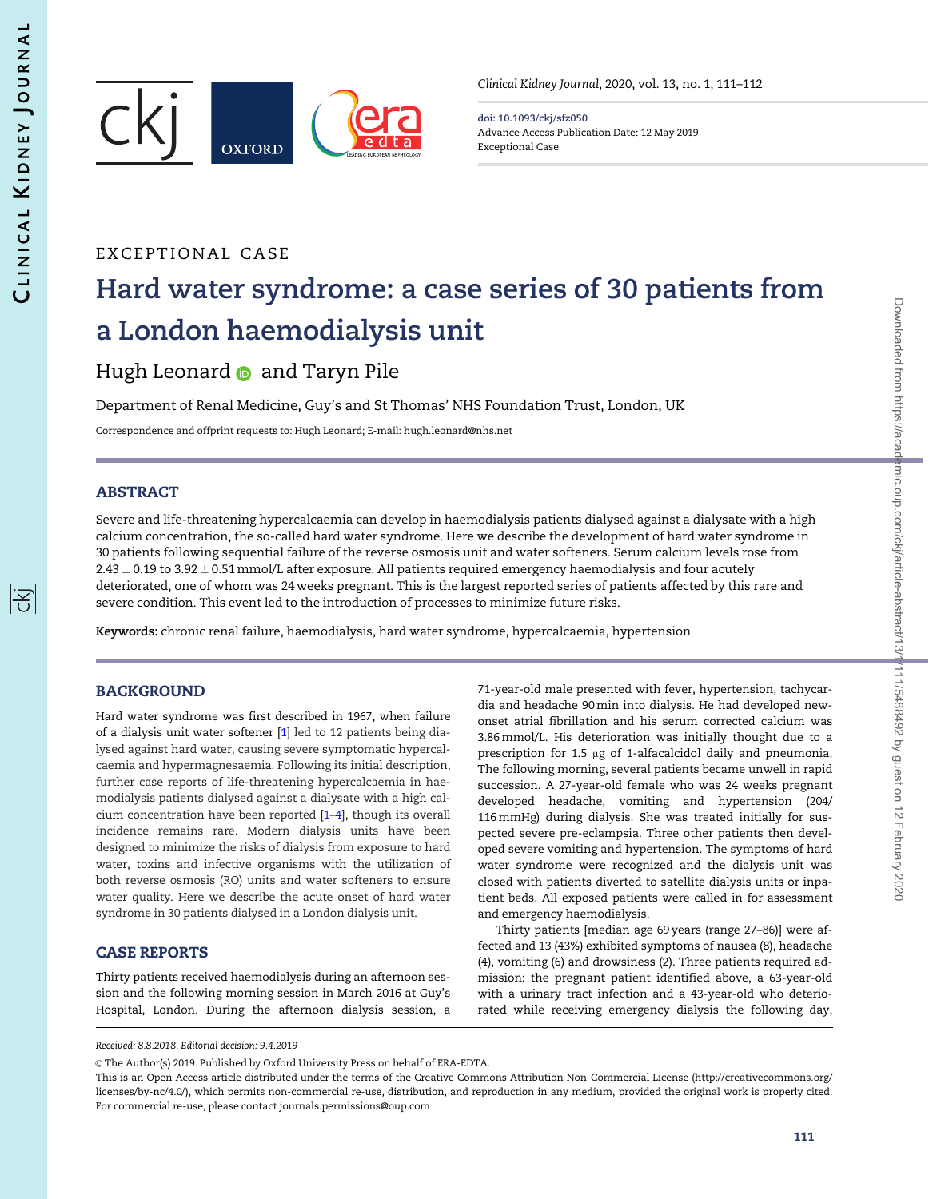EXCEPTIONAL CASE

# Hard water syndrome: a case series of 30 patients from a London haemodialysis unit

Hugh Leonard and Taryn Pile

Department of Renal Medicine, Guy's and St Thomas' NHS Foundation Trust, London, UK

Correspondence and offprint requests to: Hugh Leonard; E-mail: hugh.leonard@nhs.net

## ABSTRACT

Severe and life-threatening hypercalcaemia can develop in haemodialysis patients dialysed against a dialysate with a high calcium concentration, the so-called hard water syndrome. Here we describe the development of hard water syndrome in 30 patients following sequential failure of the reverse osmosis unit and water softeners. Serum calcium levels rose from $2.43 \pm 0.19$ to $3.92 \pm 0.51$ mmol/L after exposure. All patients required emergency haemodialysis and four acutely deteriorated, one of whom was 24 weeks pregnant. This is the largest reported series of patients affected by this rare and severe condition. This event led to the introduction of processes to minimize future risks.

**Keywords:** chronic renal failure, haemodialysis, hard water syndrome, hypercalcaemia, hypertension

## BACKGROUND

Hard water syndrome was first described in 1967, when failure of a dialysis unit water softener [1] led to 12 patients being dialysed against hard water, causing severe symptomatic hypercalcaemia and hypermagnesaemia. Following its initial description, further case reports of life-threatening hypercalcaemia in haemodialysis patients dialysed against a dialysate with a high calcium concentration have been reported [1–4], though its overall incidence remains rare. Modern dialysis units have been designed to minimize the risks of dialysis from exposure to hard water, toxins and infective organisms with the utilization of both reverse osmosis (RO) units and water softeners to ensure water quality. Here we describe the acute onset of hard water syndrome in 30 patients dialysed in a London dialysis unit.

## CASE REPORTS

Thirty patients received haemodialysis during an afternoon session and the following morning session in March 2016 at Guy's Hospital, London. During the afternoon dialysis session, a 71-year-old male presented with fever, hypertension, tachycardia and headache 90 min into dialysis. He had developed new-onset atrial fibrillation and his serum corrected calcium was 3.86 mmol/L. His deterioration was initially thought due to a prescription for 1.5 μg of 1-alfacalcidol daily and pneumonia. The following morning, several patients became unwell in rapid succession. A 27-year-old female who was 24 weeks pregnant developed headache, vomiting and hypertension (204/116 mmHg) during dialysis. She was treated initially for suspected severe pre-eclampsia. Three other patients then developed severe vomiting and hypertension. The symptoms of hard water syndrome were recognized and the dialysis unit was closed with patients diverted to satellite dialysis units or inpatient beds. All exposed patients were called in for assessment and emergency haemodialysis.

Thirty patients [median age 69 years (range 27–86)] were affected and 13 (43%) exhibited symptoms of nausea (8), headache (4), vomiting (6) and drowsiness (2). Three patients required admission: the pregnant patient identified above, a 63-year-old with a urinary tract infection and a 43-year-old who deteriorated while receiving emergency dialysis the following day,

*Received: 8.8.2018. Editorial decision: 9.4.2019*

© The Author(s) 2019. Published by Oxford University Press on behalf of ERA-EDTA.
This is an Open Access article distributed under the terms of the Creative Commons Attribution Non-Commercial License (http://creativecommons.org/licenses/by-nc/4.0/), which permits non-commercial re-use, distribution, and reproduction in any medium, provided the original work is properly cited. For commercial re-use, please contact journals.permissions@oup.com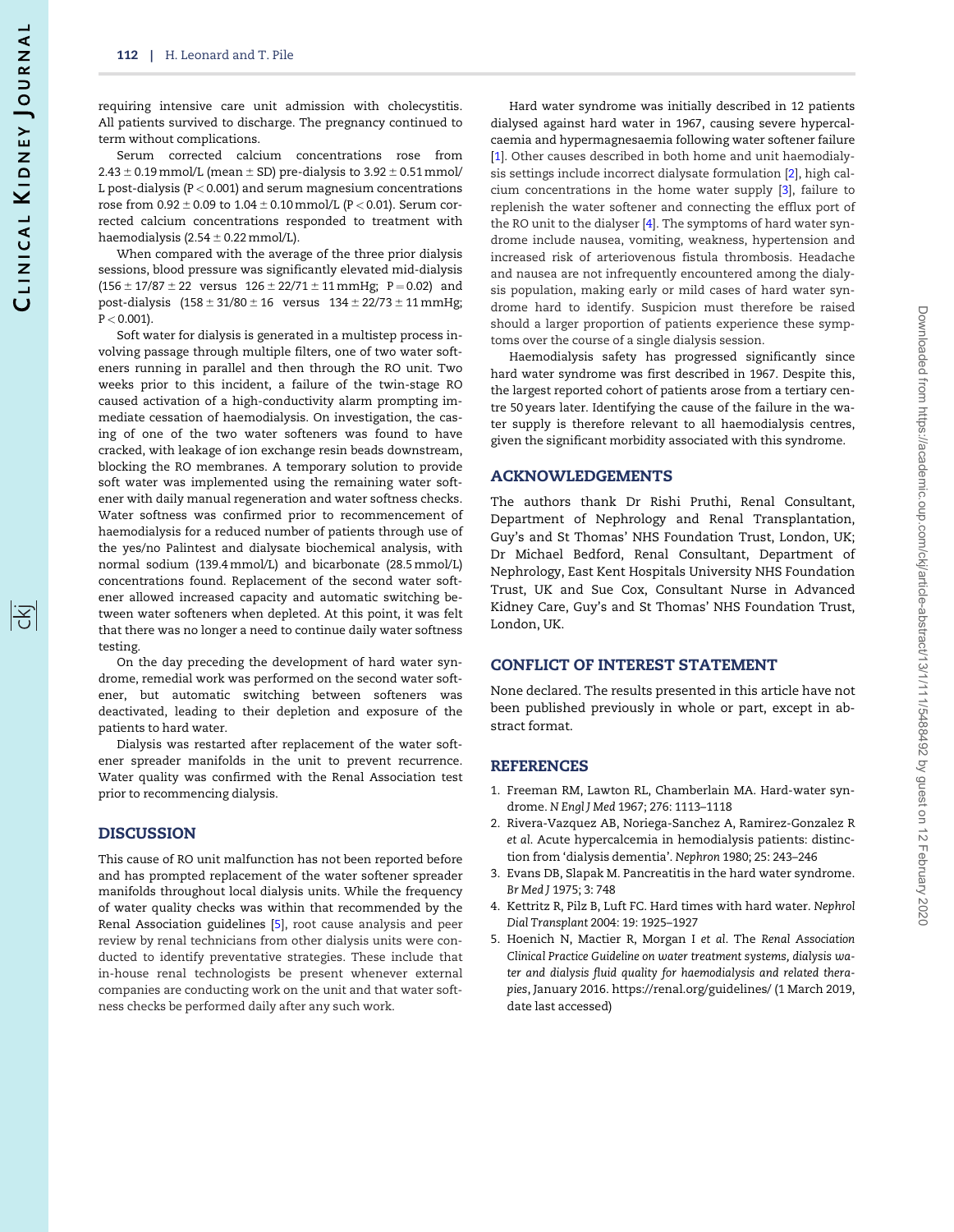requiring intensive care unit admission with cholecystitis. All patients survived to discharge. The pregnancy continued to term without complications.

Serum corrected calcium concentrations rose from $2.43 \pm 0.19$ mmol/L (mean $\pm$ SD) pre-dialysis to $3.92 \pm 0.51$ mmol/L post-dialysis ($P < 0.001$) and serum magnesium concentrations rose from $0.92 \pm 0.09$ to $1.04 \pm 0.10$ mmol/L ($P < 0.01$). Serum corrected calcium concentrations responded to treatment with haemodialysis ($2.54 \pm 0.22$ mmol/L).

When compared with the average of the three prior dialysis sessions, blood pressure was significantly elevated mid-dialysis ($156 \pm 17/87 \pm 22$ versus $126 \pm 22/71 \pm 11$ mmHg; $P = 0.02$) and post-dialysis ($158 \pm 31/80 \pm 16$ versus $134 \pm 22/73 \pm 11$ mmHg; $P < 0.001$).

Soft water for dialysis is generated in a multistep process involving passage through multiple filters, one of two water softeners running in parallel and then through the RO unit. Two weeks prior to this incident, a failure of the twin-stage RO caused activation of a high-conductivity alarm prompting immediate cessation of haemodialysis. On investigation, the casing of one of the two water softeners was found to have cracked, with leakage of ion exchange resin beads downstream, blocking the RO membranes. A temporary solution to provide soft water was implemented using the remaining water softener with daily manual regeneration and water softness checks. Water softness was confirmed prior to recommencement of haemodialysis for a reduced number of patients through use of the yes/no Palintest and dialysate biochemical analysis, with normal sodium (139.4 mmol/L) and bicarbonate (28.5 mmol/L) concentrations found. Replacement of the second water softener allowed increased capacity and automatic switching between water softeners when depleted. At this point, it was felt that there was no longer a need to continue daily water softness testing.

On the day preceding the development of hard water syndrome, remedial work was performed on the second water softener, but automatic switching between softeners was deactivated, leading to their depletion and exposure of the patients to hard water.

Dialysis was restarted after replacement of the water softener spreader manifolds in the unit to prevent recurrence. Water quality was confirmed with the Renal Association test prior to recommencing dialysis.

## DISCUSSION

This cause of RO unit malfunction has not been reported before and has prompted replacement of the water softener spreader manifolds throughout local dialysis units. While the frequency of water quality checks was within that recommended by the Renal Association guidelines [5], root cause analysis and peer review by renal technicians from other dialysis units were conducted to identify preventative strategies. These include that in-house renal technologists be present whenever external companies are conducting work on the unit and that water softness checks be performed daily after any such work.

Hard water syndrome was initially described in 12 patients dialysed against hard water in 1967, causing severe hypercalcaemia and hypermagnesaemia following water softener failure [1]. Other causes described in both home and unit haemodialysis settings include incorrect dialysate formulation [2], high calcium concentrations in the home water supply [3], failure to replenish the water softener and connecting the efflux port of the RO unit to the dialyser [4]. The symptoms of hard water syndrome include nausea, vomiting, weakness, hypertension and increased risk of arteriovenous fistula thrombosis. Headache and nausea are not infrequently encountered among the dialysis population, making early or mild cases of hard water syndrome hard to identify. Suspicion must therefore be raised should a larger proportion of patients experience these symptoms over the course of a single dialysis session.

Haemodialysis safety has progressed significantly since hard water syndrome was first described in 1967. Despite this, the largest reported cohort of patients arose from a tertiary centre 50 years later. Identifying the cause of the failure in the water supply is therefore relevant to all haemodialysis centres, given the significant morbidity associated with this syndrome.

## ACKNOWLEDGEMENTS

The authors thank Dr Rishi Pruthi, Renal Consultant, Department of Nephrology and Renal Transplantation, Guy's and St Thomas' NHS Foundation Trust, London, UK; Dr Michael Bedford, Renal Consultant, Department of Nephrology, East Kent Hospitals University NHS Foundation Trust, UK and Sue Cox, Consultant Nurse in Advanced Kidney Care, Guy's and St Thomas' NHS Foundation Trust, London, UK.

## CONFLICT OF INTEREST STATEMENT

None declared. The results presented in this article have not been published previously in whole or part, except in abstract format.

## REFERENCES

1. Freeman RM, Lawton RL, Chamberlain MA. Hard-water syndrome. *N Engl J Med* 1967; 276: 1113–1118
2. Rivera-Vazquez AB, Noriega-Sanchez A, Ramirez-Gonzalez R *et al.* Acute hypercalcemia in hemodialysis patients: distinction from 'dialysis dementia'. *Nephron* 1980; 25: 243–246
3. Evans DB, Slapak M. Pancreatitis in the hard water syndrome. *Br Med J* 1975; 3: 748
4. Kettritz R, Pilz B, Luft FC. Hard times with hard water. *Nephrol Dial Transplant* 2004: 19: 1925–1927
5. Hoenich N, Mactier R, Morgan I *et al.* The *Renal Association Clinical Practice Guideline on water treatment systems, dialysis water and dialysis fluid quality for haemodialysis and related therapies*, January 2016. https://renal.org/guidelines/ (1 March 2019, date last accessed)